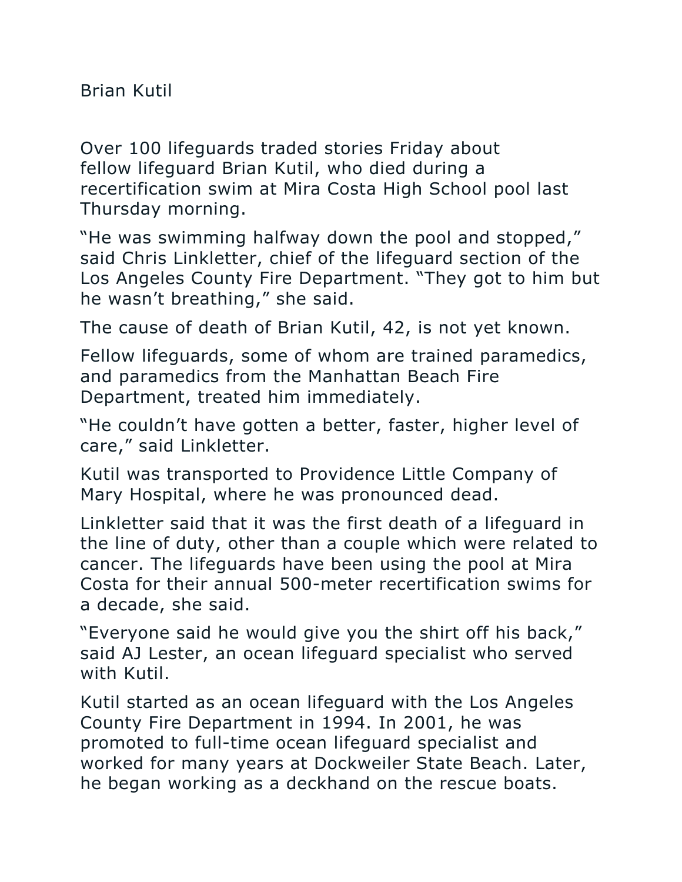# Brian Kutil

Over 100 lifeguards traded stories Friday about fellow lifeguard Brian Kutil, who died during a recertification swim at Mira Costa High School pool last Thursday morning.

"He was swimming halfway down the pool and stopped," said Chris Linkletter, chief of the lifeguard section of the Los Angeles County Fire Department. "They got to him but he wasn't breathing," she said.

The cause of death of Brian Kutil, 42, is not yet known.

Fellow lifeguards, some of whom are trained paramedics, and paramedics from the Manhattan Beach Fire Department, treated him immediately.

"He couldn't have gotten a better, faster, higher level of care," said Linkletter.

Kutil was transported to Providence Little Company of Mary Hospital, where he was pronounced dead.

Linkletter said that it was the first death of a lifeguard in the line of duty, other than a couple which were related to cancer. The lifeguards have been using the pool at Mira Costa for their annual 500-meter recertification swims for a decade, she said.

"Everyone said he would give you the shirt off his back," said AJ Lester, an ocean lifeguard specialist who served with Kutil.

Kutil started as an ocean lifeguard with the Los Angeles County Fire Department in 1994. In 2001, he was promoted to full-time ocean lifeguard specialist and worked for many years at Dockweiler State Beach. Later, he began working as a deckhand on the rescue boats.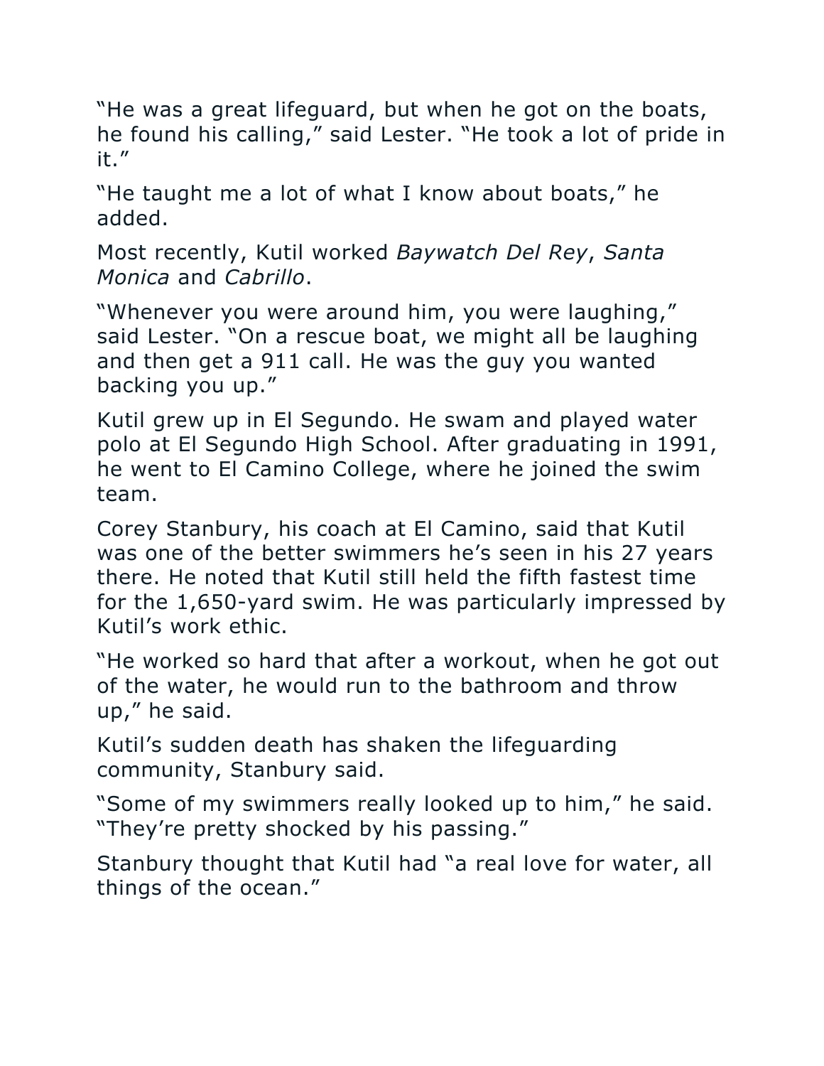"He was a great lifeguard, but when he got on the boats, he found his calling," said Lester. "He took a lot of pride in it."

"He taught me a lot of what I know about boats," he added.

Most recently, Kutil worked *Baywatch Del Rey*, *Santa Monica* and *Cabrillo*.

"Whenever you were around him, you were laughing," said Lester. "On a rescue boat, we might all be laughing and then get a 911 call. He was the guy you wanted backing you up."

Kutil grew up in El Segundo. He swam and played water polo at El Segundo High School. After graduating in 1991, he went to El Camino College, where he joined the swim team.

Corey Stanbury, his coach at El Camino, said that Kutil was one of the better swimmers he's seen in his 27 years there. He noted that Kutil still held the fifth fastest time for the 1,650-yard swim. He was particularly impressed by Kutil's work ethic.

"He worked so hard that after a workout, when he got out of the water, he would run to the bathroom and throw up," he said.

Kutil's sudden death has shaken the lifeguarding community, Stanbury said.

"Some of my swimmers really looked up to him," he said. "They're pretty shocked by his passing."

Stanbury thought that Kutil had "a real love for water, all things of the ocean."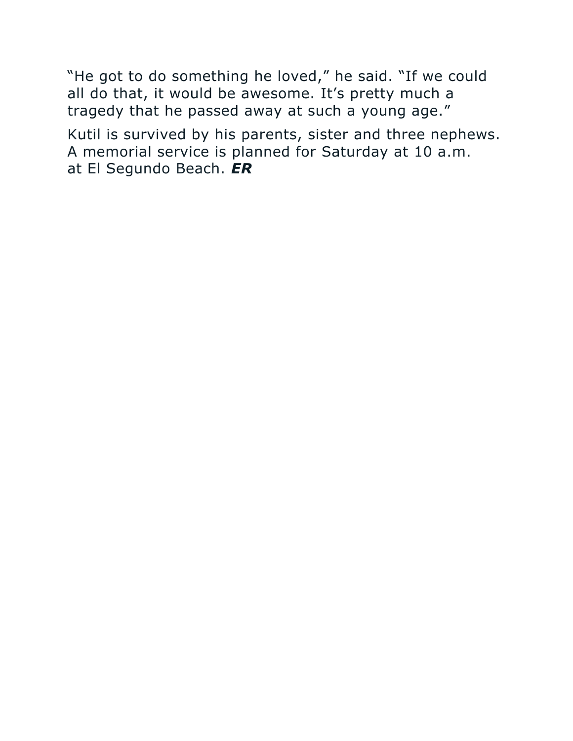"He got to do something he loved," he said. "If we could all do that, it would be awesome. It's pretty much a tragedy that he passed away at such a young age."

Kutil is survived by his parents, sister and three nephews. A memorial service is planned for Saturday at 10 a.m. at El Segundo Beach. ***ER***